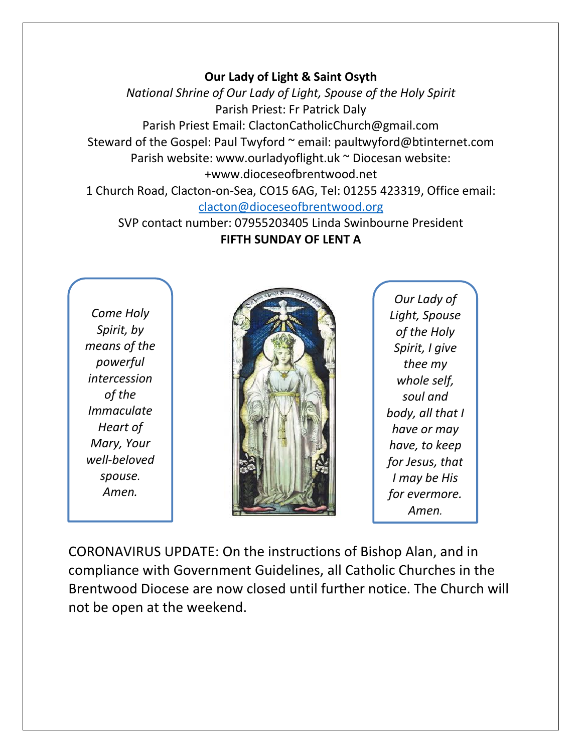**Our Lady of Light & Saint Osyth**

*National Shrine of Our Lady of Light, Spouse of the Holy Spirit*

Parish Priest: Fr Patrick Daly

Parish Priest Email: ClactonCatholicChurch@gmail.com

Steward of the Gospel: Paul Twyford ~ email: paultwyford@btinternet.com

Parish website: www.ourladyoflight.uk ~ Diocesan website: +www.dioceseofbrentwood.net

1 Church Road, Clacton-on-Sea, CO15 6AG, Tel: 01255 423319, Office email: clacton@dioceseofbrentwood.org

SVP contact number: 07955203405 Linda Swinbourne President

**FIFTH SUNDAY OF LENT A**

*Come Holy Spirit, by means of the powerful intercession of the Immaculate Heart of Mary, Your well-beloved spouse. Amen.*

*Our Lady of Light, Spouse of the Holy Spirit, I give thee my whole self, soul and body, all that I have or may have, to keep for Jesus, that I may be His for evermore. Amen.*

CORONAVIRUS UPDATE: On the instructions of Bishop Alan, and in compliance with Government Guidelines, all Catholic Churches in the Brentwood Diocese are now closed until further notice. The Church will not be open at the weekend.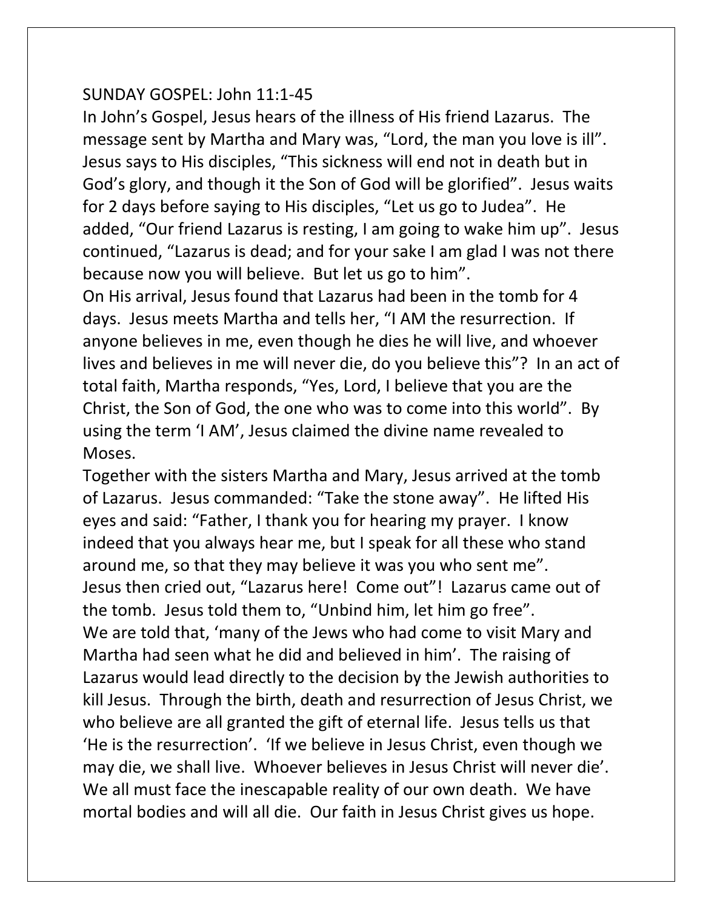SUNDAY GOSPEL: John 11:1-45

In John's Gospel, Jesus hears of the illness of His friend Lazarus. The message sent by Martha and Mary was, "Lord, the man you love is ill". Jesus says to His disciples, "This sickness will end not in death but in God's glory, and though it the Son of God will be glorified". Jesus waits for 2 days before saying to His disciples, "Let us go to Judea". He added, "Our friend Lazarus is resting, I am going to wake him up". Jesus continued, "Lazarus is dead; and for your sake I am glad I was not there because now you will believe. But let us go to him".

On His arrival, Jesus found that Lazarus had been in the tomb for 4 days. Jesus meets Martha and tells her, "I AM the resurrection. If anyone believes in me, even though he dies he will live, and whoever lives and believes in me will never die, do you believe this"? In an act of total faith, Martha responds, "Yes, Lord, I believe that you are the Christ, the Son of God, the one who was to come into this world". By using the term 'I AM', Jesus claimed the divine name revealed to Moses.

Together with the sisters Martha and Mary, Jesus arrived at the tomb of Lazarus. Jesus commanded: "Take the stone away". He lifted His eyes and said: "Father, I thank you for hearing my prayer. I know indeed that you always hear me, but I speak for all these who stand around me, so that they may believe it was you who sent me".

Jesus then cried out, "Lazarus here! Come out"! Lazarus came out of the tomb. Jesus told them to, "Unbind him, let him go free".

We are told that, 'many of the Jews who had come to visit Mary and Martha had seen what he did and believed in him'. The raising of Lazarus would lead directly to the decision by the Jewish authorities to kill Jesus. Through the birth, death and resurrection of Jesus Christ, we who believe are all granted the gift of eternal life. Jesus tells us that 'He is the resurrection'. 'If we believe in Jesus Christ, even though we may die, we shall live. Whoever believes in Jesus Christ will never die'. We all must face the inescapable reality of our own death. We have mortal bodies and will all die. Our faith in Jesus Christ gives us hope.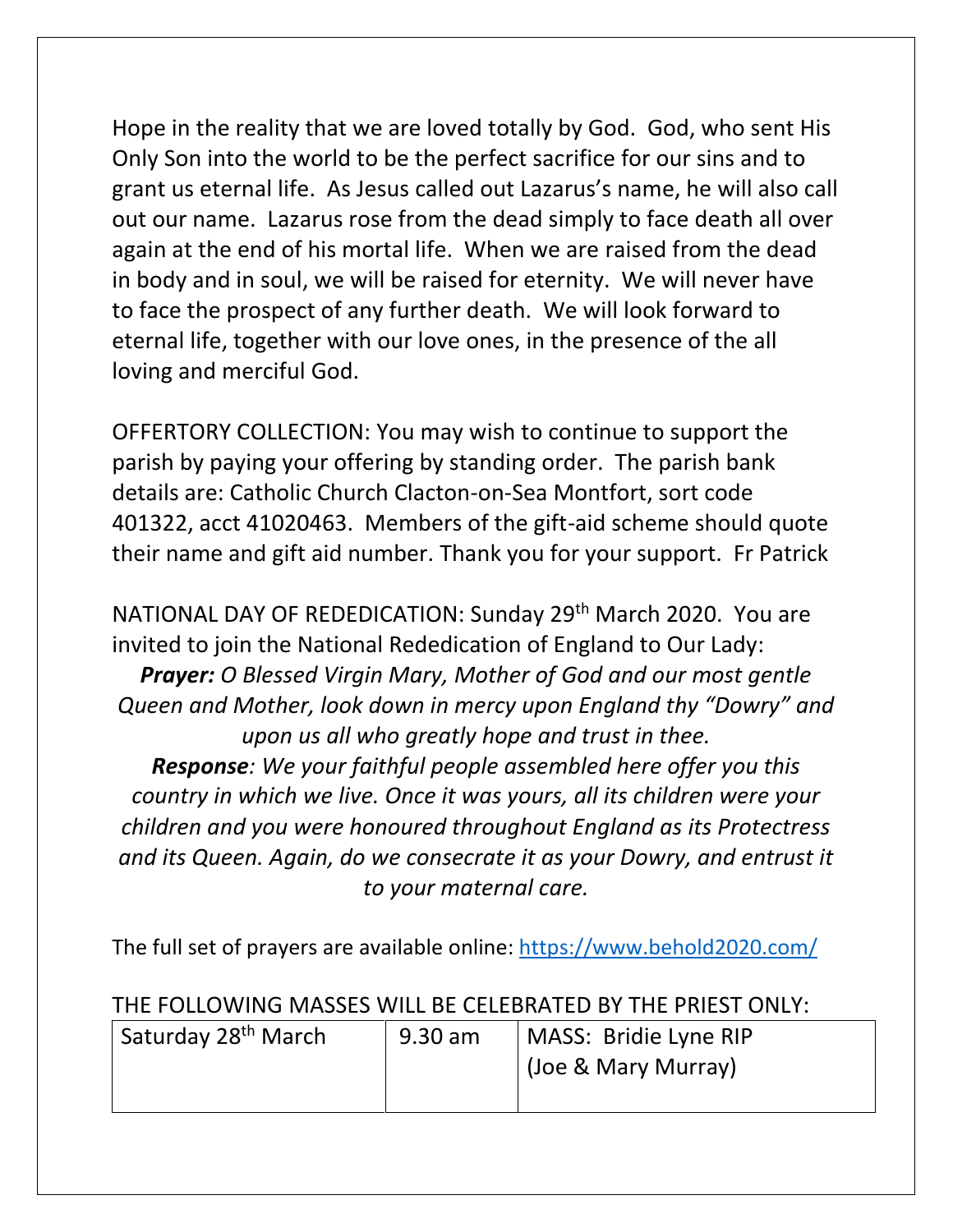Hope in the reality that we are loved totally by God. God, who sent His Only Son into the world to be the perfect sacrifice for our sins and to grant us eternal life. As Jesus called out Lazarus's name, he will also call out our name. Lazarus rose from the dead simply to face death all over again at the end of his mortal life. When we are raised from the dead in body and in soul, we will be raised for eternity. We will never have to face the prospect of any further death. We will look forward to eternal life, together with our love ones, in the presence of the all loving and merciful God.

OFFERTORY COLLECTION: You may wish to continue to support the parish by paying your offering by standing order. The parish bank details are: Catholic Church Clacton-on-Sea Montfort, sort code 401322, acct 41020463. Members of the gift-aid scheme should quote their name and gift aid number. Thank you for your support. Fr Patrick

NATIONAL DAY OF REDEDICATION: Sunday 29th March 2020. You are invited to join the National Rededication of England to Our Lady:

***Prayer:*** *O Blessed Virgin Mary, Mother of God and our most gentle Queen and Mother, look down in mercy upon England thy "Dowry" and upon us all who greatly hope and trust in thee.*

***Response****: We your faithful people assembled here offer you this country in which we live. Once it was yours, all its children were your children and you were honoured throughout England as its Protectress and its Queen. Again, do we consecrate it as your Dowry, and entrust it to your maternal care.*

The full set of prayers are available online: https://www.behold2020.com/

THE FOLLOWING MASSES WILL BE CELEBRATED BY THE PRIEST ONLY:

| | | |
|---|---|---|
| Saturday 28th March | 9.30 am | MASS: Bridie Lyne RIP (Joe & Mary Murray) |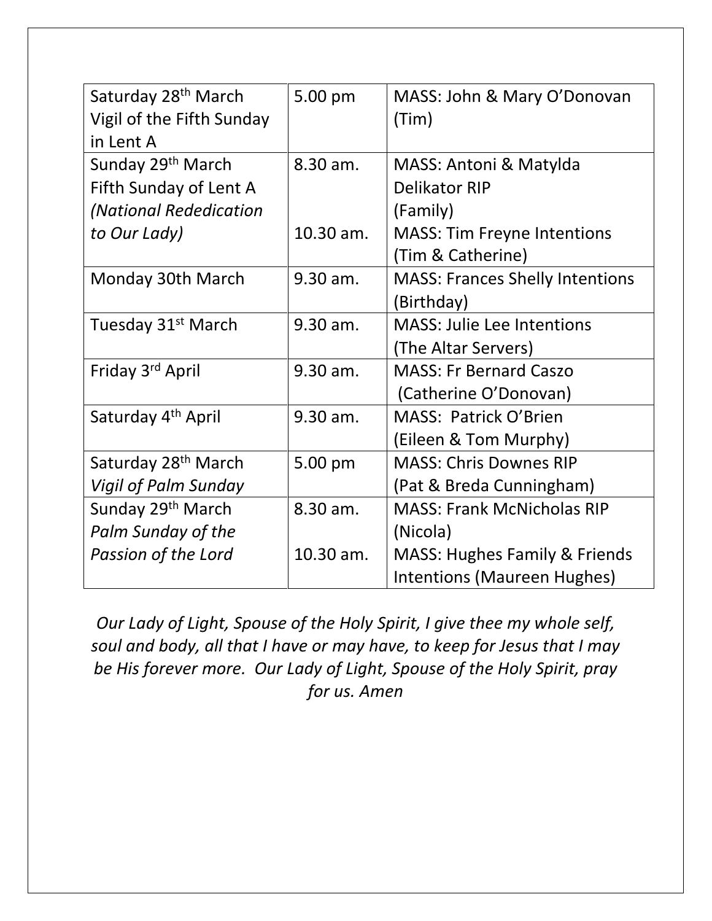| | | |
|---|---|---|
| Saturday 28th March Vigil of the Fifth Sunday in Lent A | 5.00 pm | MASS: John & Mary O'Donovan (Tim) |
| Sunday 29th March Fifth Sunday of Lent A *(National Rededication to Our Lady)* | 8.30 am.<br><br>10.30 am. | MASS: Antoni & Matylda Delikator RIP (Family)<br>MASS: Tim Freyne Intentions (Tim & Catherine) |
| Monday 30th March | 9.30 am. | MASS: Frances Shelly Intentions (Birthday) |
| Tuesday 31st March | 9.30 am. | MASS: Julie Lee Intentions (The Altar Servers) |
| Friday 3rd April | 9.30 am. | MASS: Fr Bernard Caszo (Catherine O'Donovan) |
| Saturday 4th April | 9.30 am. | MASS: Patrick O'Brien (Eileen & Tom Murphy) |
| Saturday 28th March *Vigil of Palm Sunday* | 5.00 pm | MASS: Chris Downes RIP (Pat & Breda Cunningham) |
| Sunday 29th March *Palm Sunday of the Passion of the Lord* | 8.30 am.<br><br>10.30 am. | MASS: Frank McNicholas RIP (Nicola)<br>MASS: Hughes Family & Friends Intentions (Maureen Hughes) |

*Our Lady of Light, Spouse of the Holy Spirit, I give thee my whole self, soul and body, all that I have or may have, to keep for Jesus that I may be His forever more. Our Lady of Light, Spouse of the Holy Spirit, pray for us. Amen*